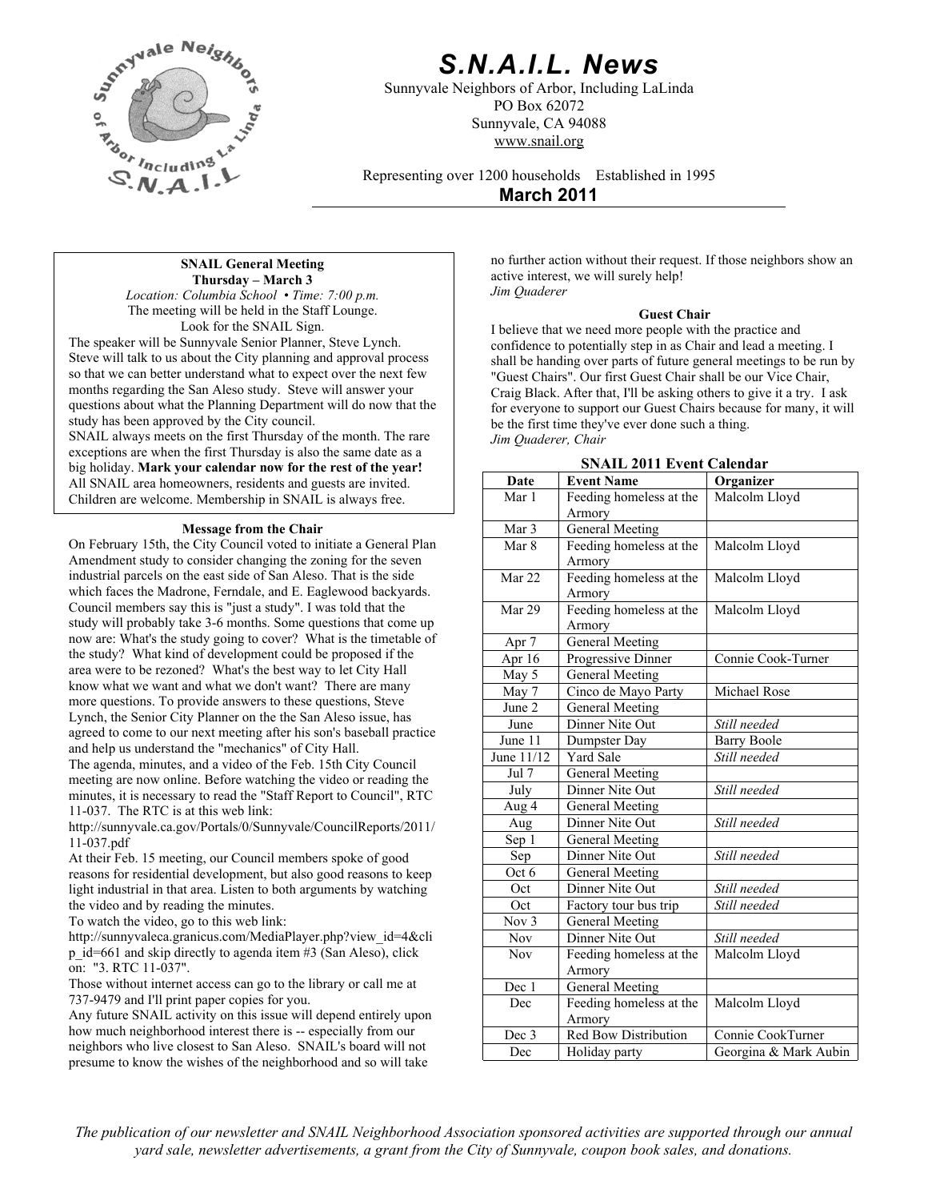# S.N.A.I.L. News

Sunnyvale Neighbors of Arbor, Including LaLinda
PO Box 62072
Sunnyvale, CA 94088
www.snail.org

Representing over 1200 households Established in 1995

**March 2011**

**SNAIL General Meeting**
**Thursday – March 3**
*Location: Columbia School • Time: 7:00 p.m.*
The meeting will be held in the Staff Lounge.
Look for the SNAIL Sign.

The speaker will be Sunnyvale Senior Planner, Steve Lynch. Steve will talk to us about the City planning and approval process so that we can better understand what to expect over the next few months regarding the San Aleso study. Steve will answer your questions about what the Planning Department will do now that the study has been approved by the City council.

SNAIL always meets on the first Thursday of the month. The rare exceptions are when the first Thursday is also the same date as a big holiday. **Mark your calendar now for the rest of the year!** All SNAIL area homeowners, residents and guests are invited. Children are welcome. Membership in SNAIL is always free.

### Message from the Chair

On February 15th, the City Council voted to initiate a General Plan Amendment study to consider changing the zoning for the seven industrial parcels on the east side of San Aleso. That is the side which faces the Madrone, Ferndale, and E. Eaglewood backyards. Council members say this is "just a study". I was told that the study will probably take 3-6 months. Some questions that come up now are: What's the study going to cover? What is the timetable of the study? What kind of development could be proposed if the area were to be rezoned? What's the best way to let City Hall know what we want and what we don't want? There are many more questions. To provide answers to these questions, Steve Lynch, the Senior City Planner on the the San Aleso issue, has agreed to come to our next meeting after his son's baseball practice and help us understand the "mechanics" of City Hall.

The agenda, minutes, and a video of the Feb. 15th City Council meeting are now online. Before watching the video or reading the minutes, it is necessary to read the "Staff Report to Council", RTC 11-037. The RTC is at this web link:
http://sunnyvale.ca.gov/Portals/0/Sunnyvale/CouncilReports/2011/11-037.pdf

At their Feb. 15 meeting, our Council members spoke of good reasons for residential development, but also good reasons to keep light industrial in that area. Listen to both arguments by watching the video and by reading the minutes.

To watch the video, go to this web link:
http://sunnyvaleca.granicus.com/MediaPlayer.php?view_id=4&clip_id=661 and skip directly to agenda item #3 (San Aleso), click on: "3. RTC 11-037".

Those without internet access can go to the library or call me at 737-9479 and I'll print paper copies for you.

Any future SNAIL activity on this issue will depend entirely upon how much neighborhood interest there is -- especially from our neighbors who live closest to San Aleso. SNAIL's board will not presume to know the wishes of the neighborhood and so will take no further action without their request. If those neighbors show an active interest, we will surely help!
*Jim Quaderer*

### Guest Chair

I believe that we need more people with the practice and confidence to potentially step in as Chair and lead a meeting. I shall be handing over parts of future general meetings to be run by "Guest Chairs". Our first Guest Chair shall be our Vice Chair, Craig Black. After that, I'll be asking others to give it a try. I ask for everyone to support our Guest Chairs because for many, it will be the first time they've ever done such a thing.
*Jim Quaderer, Chair*

### SNAIL 2011 Event Calendar

| Date | Event Name | Organizer |
|---|---|---|
| Mar 1 | Feeding homeless at the Armory | Malcolm Lloyd |
| Mar 3 | General Meeting | |
| Mar 8 | Feeding homeless at the Armory | Malcolm Lloyd |
| Mar 22 | Feeding homeless at the Armory | Malcolm Lloyd |
| Mar 29 | Feeding homeless at the Armory | Malcolm Lloyd |
| Apr 7 | General Meeting | |
| Apr 16 | Progressive Dinner | Connie Cook-Turner |
| May 5 | General Meeting | |
| May 7 | Cinco de Mayo Party | Michael Rose |
| June 2 | General Meeting | |
| June | Dinner Nite Out | *Still needed* |
| June 11 | Dumpster Day | Barry Boole |
| June 11/12 | Yard Sale | *Still needed* |
| Jul 7 | General Meeting | |
| July | Dinner Nite Out | *Still needed* |
| Aug 4 | General Meeting | |
| Aug | Dinner Nite Out | *Still needed* |
| Sep 1 | General Meeting | |
| Sep | Dinner Nite Out | *Still needed* |
| Oct 6 | General Meeting | |
| Oct | Dinner Nite Out | *Still needed* |
| Oct | Factory tour bus trip | *Still needed* |
| Nov 3 | General Meeting | |
| Nov | Dinner Nite Out | *Still needed* |
| Nov | Feeding homeless at the Armory | Malcolm Lloyd |
| Dec 1 | General Meeting | |
| Dec | Feeding homeless at the Armory | Malcolm Lloyd |
| Dec 3 | Red Bow Distribution | Connie CookTurner |
| Dec | Holiday party | Georgina & Mark Aubin |

*The publication of our newsletter and SNAIL Neighborhood Association sponsored activities are supported through our annual yard sale, newsletter advertisements, a grant from the City of Sunnyvale, coupon book sales, and donations.*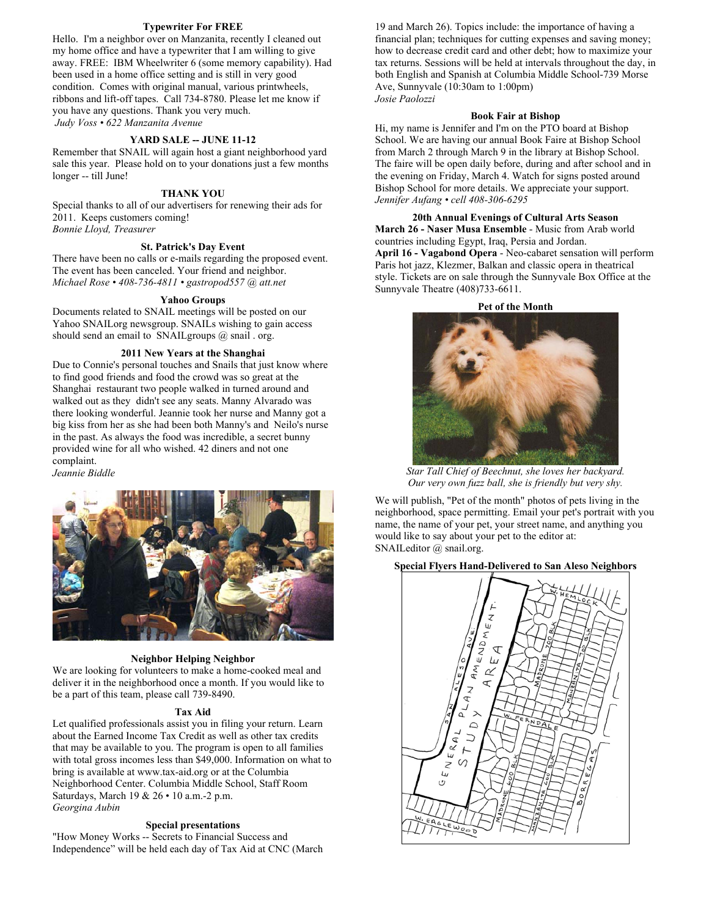### Typewriter For FREE

Hello. I'm a neighbor over on Manzanita, recently I cleaned out my home office and have a typewriter that I am willing to give away. FREE: IBM Wheelwriter 6 (some memory capability). Had been used in a home office setting and is still in very good condition. Comes with original manual, various printwheels, ribbons and lift-off tapes. Call 734-8780. Please let me know if you have any questions. Thank you very much.
*Judy Voss • 622 Manzanita Avenue*

### YARD SALE -- JUNE 11-12

Remember that SNAIL will again host a giant neighborhood yard sale this year. Please hold on to your donations just a few months longer -- till June!

### THANK YOU

Special thanks to all of our advertisers for renewing their ads for 2011. Keeps customers coming!
*Bonnie Lloyd, Treasurer*

### St. Patrick's Day Event

There have been no calls or e-mails regarding the proposed event. The event has been canceled. Your friend and neighbor.
*Michael Rose • 408-736-4811 • gastropod557 @ att.net*

### Yahoo Groups

Documents related to SNAIL meetings will be posted on our Yahoo SNAILorg newsgroup. SNAILs wishing to gain access should send an email to SNAILgroups @ snail . org.

### 2011 New Years at the Shanghai

Due to Connie's personal touches and Snails that just know where to find good friends and food the crowd was so great at the Shanghai restaurant two people walked in turned around and walked out as they didn't see any seats. Manny Alvarado was there looking wonderful. Jeannie took her nurse and Manny got a big kiss from her as she had been both Manny's and Neilo's nurse in the past. As always the food was incredible, a secret bunny provided wine for all who wished. 42 diners and not one complaint.
*Jeannie Biddle*

### Neighbor Helping Neighbor

We are looking for volunteers to make a home-cooked meal and deliver it in the neighborhood once a month. If you would like to be a part of this team, please call 739-8490.

### Tax Aid

Let qualified professionals assist you in filing your return. Learn about the Earned Income Tax Credit as well as other tax credits that may be available to you. The program is open to all families with total gross incomes less than $49,000. Information on what to bring is available at www.tax-aid.org or at the Columbia Neighborhood Center. Columbia Middle School, Staff Room Saturdays, March 19 & 26 • 10 a.m.-2 p.m.
*Georgina Aubin*

### Special presentations

"How Money Works -- Secrets to Financial Success and Independence" will be held each day of Tax Aid at CNC (March 19 and March 26). Topics include: the importance of having a financial plan; techniques for cutting expenses and saving money; how to decrease credit card and other debt; how to maximize your tax returns. Sessions will be held at intervals throughout the day, in both English and Spanish at Columbia Middle School-739 Morse Ave, Sunnyvale (10:30am to 1:00pm)
*Josie Paolozzi*

### Book Fair at Bishop

Hi, my name is Jennifer and I'm on the PTO board at Bishop School. We are having our annual Book Faire at Bishop School from March 2 through March 9 in the library at Bishop School. The faire will be open daily before, during and after school and in the evening on Friday, March 4. Watch for signs posted around Bishop School for more details. We appreciate your support.
*Jennifer Aufang • cell 408-306-6295*

### 20th Annual Evenings of Cultural Arts Season

**March 26 - Naser Musa Ensemble** - Music from Arab world countries including Egypt, Iraq, Persia and Jordan.
**April 16 - Vagabond Opera** - Neo-cabaret sensation will perform Paris hot jazz, Klezmer, Balkan and classic opera in theatrical style. Tickets are on sale through the Sunnyvale Box Office at the Sunnyvale Theatre (408)733-6611.

### Pet of the Month

*Star Tall Chief of Beechnut, she loves her backyard. Our very own fuzz ball, she is friendly but very shy.*

We will publish, "Pet of the month" photos of pets living in the neighborhood, space permitting. Email your pet's portrait with you name, the name of your pet, your street name, and anything you would like to say about your pet to the editor at: SNAILeditor @ snail.org.

### Special Flyers Hand-Delivered to San Aleso Neighbors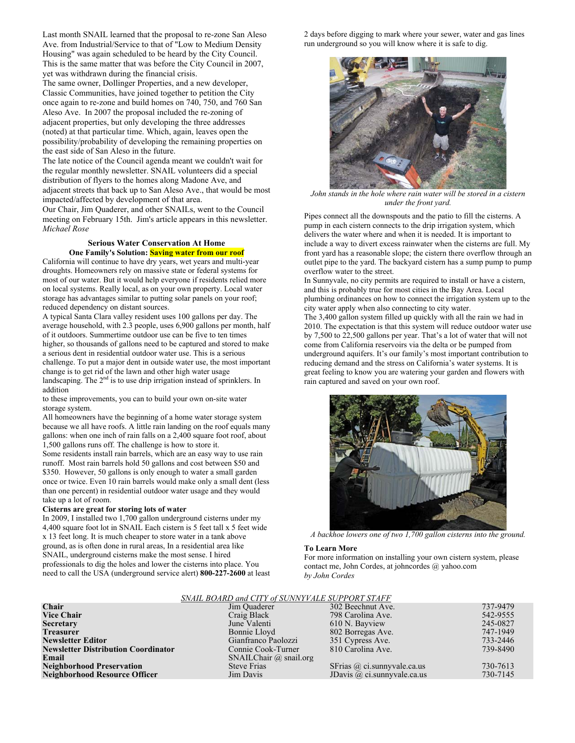Last month SNAIL learned that the proposal to re-zone San Aleso Ave. from Industrial/Service to that of "Low to Medium Density Housing" was again scheduled to be heard by the City Council. This is the same matter that was before the City Council in 2007, yet was withdrawn during the financial crisis.

The same owner, Dollinger Properties, and a new developer, Classic Communities, have joined together to petition the City once again to re-zone and build homes on 740, 750, and 760 San Aleso Ave. In 2007 the proposal included the re-zoning of adjacent properties, but only developing the three addresses (noted) at that particular time. Which, again, leaves open the possibility/probability of developing the remaining properties on the east side of San Aleso in the future.

The late notice of the Council agenda meant we couldn't wait for the regular monthly newsletter. SNAIL volunteers did a special distribution of flyers to the homes along Madone Ave, and adjacent streets that back up to San Aleso Ave., that would be most impacted/affected by development of that area.

Our Chair, Jim Quaderer, and other SNAILs, went to the Council meeting on February 15th. Jim's article appears in this newsletter.
*Michael Rose*

### Serious Water Conservation At Home
#### One Family's Solution: Saving water from our roof

California will continue to have dry years, wet years and multi-year droughts. Homeowners rely on massive state or federal systems for most of our water. But it would help everyone if residents relied more on local systems. Really local, as on your own property. Local water storage has advantages similar to putting solar panels on your roof; reduced dependency on distant sources.

A typical Santa Clara valley resident uses 100 gallons per day. The average household, with 2.3 people, uses 6,900 gallons per month, half of it outdoors. Summertime outdoor use can be five to ten times higher, so thousands of gallons need to be captured and stored to make a serious dent in residential outdoor water use. This is a serious challenge. To put a major dent in outside water use, the most important change is to get rid of the lawn and other high water usage landscaping. The 2nd is to use drip irrigation instead of sprinklers. In addition

to these improvements, you can to build your own on-site water storage system.

All homeowners have the beginning of a home water storage system because we all have roofs. A little rain landing on the roof equals many gallons: when one inch of rain falls on a 2,400 square foot roof, about 1,500 gallons runs off. The challenge is how to store it.

Some residents install rain barrels, which are an easy way to use rain runoff. Most rain barrels hold 50 gallons and cost between $50 and $350. However, 50 gallons is only enough to water a small garden once or twice. Even 10 rain barrels would make only a small dent (less than one percent) in residential outdoor water usage and they would take up a lot of room.

**Cisterns are great for storing lots of water**

In 2009, I installed two 1,700 gallon underground cisterns under my 4,400 square foot lot in SNAIL Each cistern is 5 feet tall x 5 feet wide x 13 feet long. It is much cheaper to store water in a tank above ground, as is often done in rural areas, In a residential area like SNAIL, underground cisterns make the most sense. I hired professionals to dig the holes and lower the cisterns into place. You need to call the USA (underground service alert) **800-227-2600** at least 2 days before digging to mark where your sewer, water and gas lines run underground so you will know where it is safe to dig.

*John stands in the hole where rain water will be stored in a cistern under the front yard.*

Pipes connect all the downspouts and the patio to fill the cisterns. A pump in each cistern connects to the drip irrigation system, which delivers the water where and when it is needed. It is important to include a way to divert excess rainwater when the cisterns are full. My front yard has a reasonable slope; the cistern there overflow through an outlet pipe to the yard. The backyard cistern has a sump pump to pump overflow water to the street.

In Sunnyvale, no city permits are required to install or have a cistern, and this is probably true for most cities in the Bay Area. Local plumbing ordinances on how to connect the irrigation system up to the city water apply when also connecting to city water.

The 3,400 gallon system filled up quickly with all the rain we had in 2010. The expectation is that this system will reduce outdoor water use by 7,500 to 22,500 gallons per year. That's a lot of water that will not come from California reservoirs via the delta or be pumped from underground aquifers. It's our family's most important contribution to reducing demand and the stress on California's water systems. It is great feeling to know you are watering your garden and flowers with rain captured and saved on your own roof.

*A backhoe lowers one of two 1,700 gallon cisterns into the ground.*

**To Learn More**

For more information on installing your own cistern system, please contact me, John Cordes, at johncordes @ yahoo.com
*by John Cordes*

*SNAIL BOARD and CITY of SUNNYVALE SUPPORT STAFF*

| | | | |
|---|---|---|---|
| **Chair** | Jim Quaderer | 302 Beechnut Ave. | 737-9479 |
| **Vice Chair** | Craig Black | 798 Carolina Ave. | 542-9555 |
| **Secretary** | June Valenti | 610 N. Bayview | 245-0827 |
| **Treasurer** | Bonnie Lloyd | 802 Borregas Ave. | 747-1949 |
| **Newsletter Editor** | Gianfranco Paolozzi | 351 Cypress Ave. | 733-2446 |
| **Newsletter Distribution Coordinator** | Connie Cook-Turner | 810 Carolina Ave. | 739-8490 |
| **Email** | SNAILChair @ snail.org | | |
| **Neighborhood Preservation** | Steve Frias | SFrias @ ci.sunnyvale.ca.us | 730-7613 |
| **Neighborhood Resource Officer** | Jim Davis | JDavis @ ci.sunnyvale.ca.us | 730-7145 |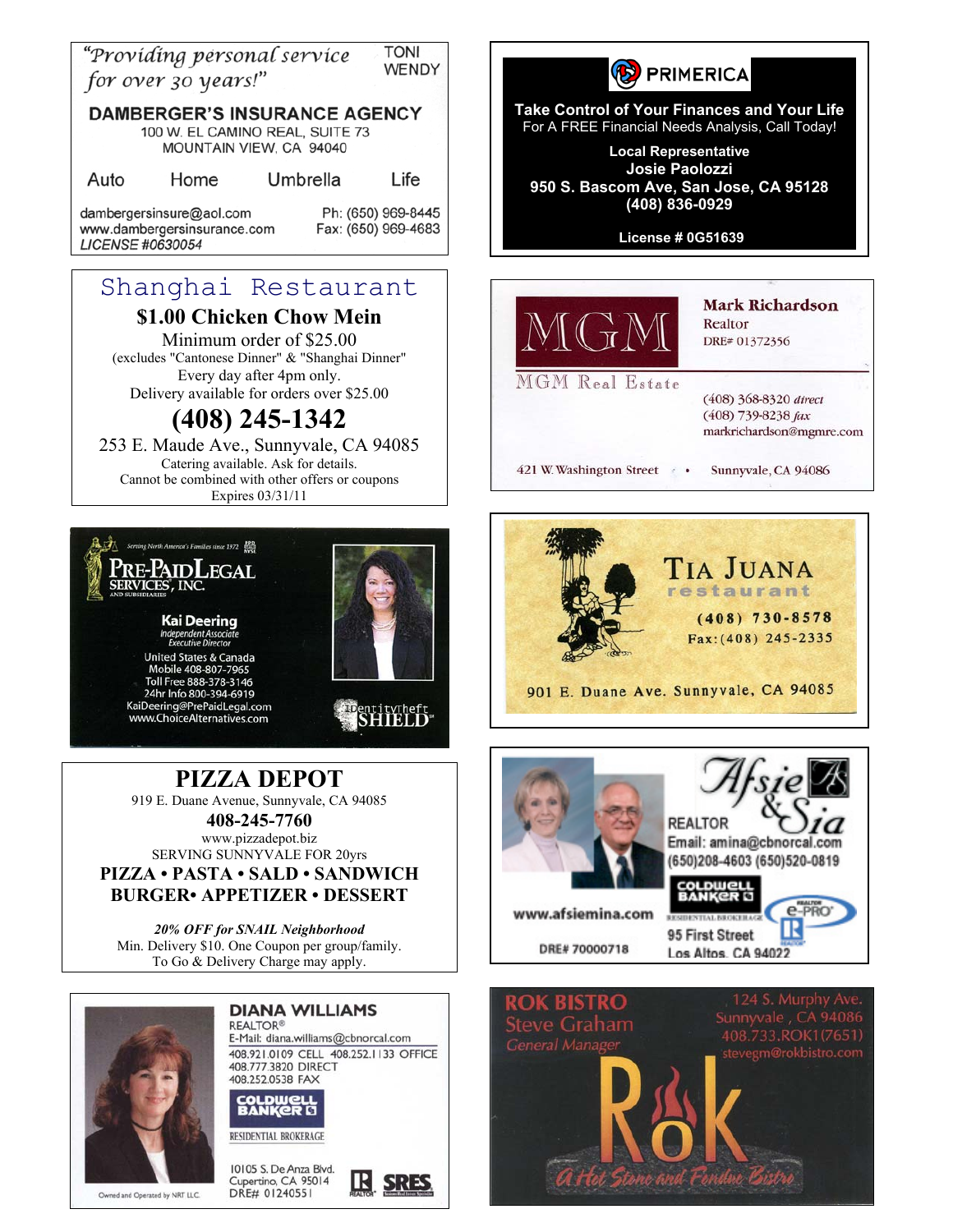"Providing personal service for over 30 years!"

TONI WENDY

**DAMBERGER'S INSURANCE AGENCY**

100 W. EL CAMINO REAL, SUITE 73
MOUNTAIN VIEW, CA 94040

Auto Home Umbrella Life

dambergersinsure@aol.com
www.dambergersinsurance.com
LICENSE #0630054

Ph: (650) 969-8445
Fax: (650) 969-4683

---

PRIMERICA

**Take Control of Your Finances and Your Life**
For A FREE Financial Needs Analysis, Call Today!

**Local Representative**
**Josie Paolozzi**
**950 S. Bascom Ave, San Jose, CA 95128**
**(408) 836-0929**

**License # 0G51639**

---

## Shanghai Restaurant

**$1.00 Chicken Chow Mein**

Minimum order of $25.00
(excludes "Cantonese Dinner" & "Shanghai Dinner"
Every day after 4pm only.
Delivery available for orders over $25.00

**(408) 245-1342**

253 E. Maude Ave., Sunnyvale, CA 94085
Catering available. Ask for details.
Cannot be combined with other offers or coupons
Expires 03/31/11

---

MGM
MGM Real Estate

**Mark Richardson**
Realtor
DRE# 01372356

(408) 368-8320 *direct*
(408) 739-8238 *fax*
markrichardson@mgmre.com

421 W. Washington Street • Sunnyvale, CA 94086

---

Serving North America's Families since 1972

PRE-PAID LEGAL SERVICES, INC. AND SUBSIDIARIES

**Kai Deering**
*Independent Associate*
*Executive Director*

United States & Canada
Mobile 408-807-7965
Toll Free 888-378-3146
24hr Info 800-394-6919
KaiDeering@PrePaidLegal.com
www.ChoiceAlternatives.com

IdentityTheft SHIELD

---

TIA JUANA
restaurant

**(408) 730-8578**
**Fax: (408) 245-2335**

901 E. Duane Ave. Sunnyvale, CA 94085

---

## PIZZA DEPOT

919 E. Duane Avenue, Sunnyvale, CA 94085

**408-245-7760**

www.pizzadepot.biz
SERVING SUNNYVALE FOR 20yrs

**PIZZA • PASTA • SALD • SANDWICH**
**BURGER• APPETIZER • DESSERT**

***20% OFF for SNAIL Neighborhood***
Min. Delivery $10. One Coupon per group/family.
To Go & Delivery Charge may apply.

---

Afsie & Sia

REALTOR
Email: amina@cbnorcal.com
(650)208-4603 (650)520-0819

COLDWELL BANKER
RESIDENTIAL BROKERAGE

e-PRO

www.afsiemina.com
DRE# 70000718

95 First Street
Los Altos, CA 94022

---

**DIANA WILLIAMS**
REALTOR®
E-Mail: diana.williams@cbnorcal.com
408.921.0109 CELL 408.252.1133 OFFICE
408.777.3820 DIRECT
408.252.0538 FAX

COLDWELL BANKER
RESIDENTIAL BROKERAGE

10105 S. De Anza Blvd.
Cupertino, CA 95014
DRE# 01240551

REALTOR SRES

Owned and Operated by NRT LLC

---

**ROK BISTRO**
Steve Graham
*General Manager*

124 S. Murphy Ave.
Sunnyvale, CA 94086
408.733.ROK1(7651)
stevegm@rokbistro.com

Rok
*A Hot Stone and Fondue Bistro*